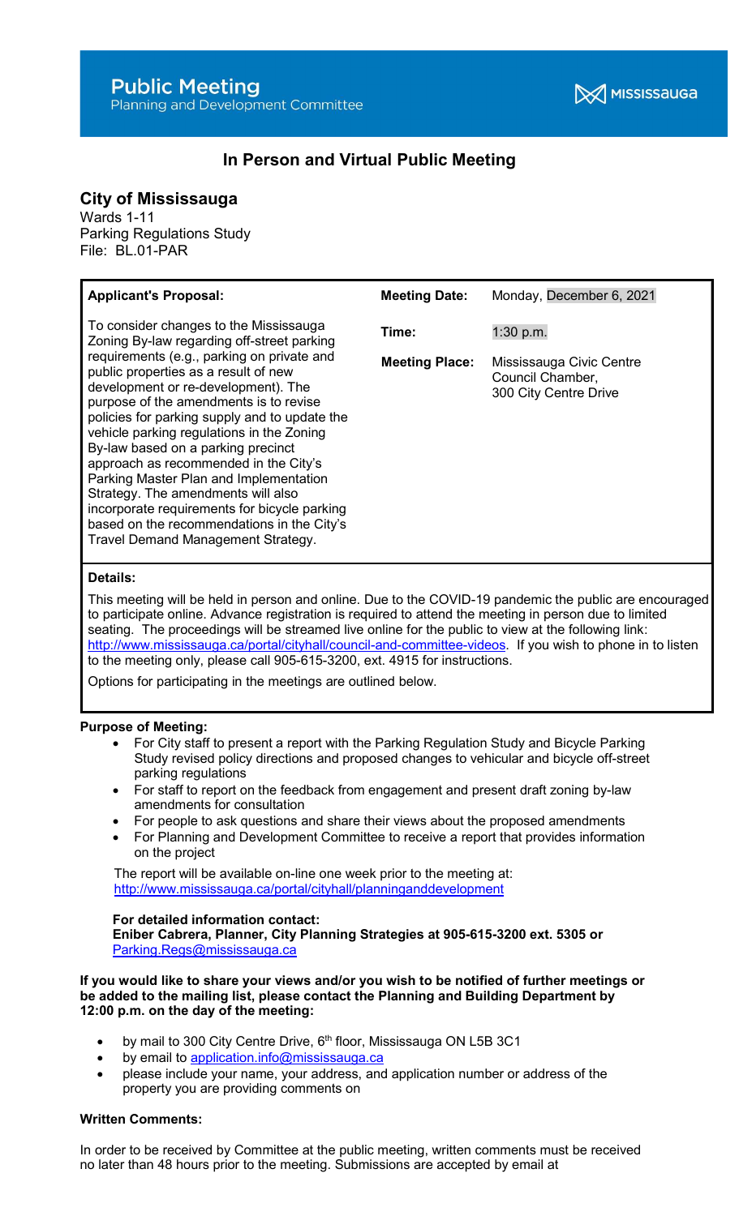# Public Meeting
Planning and Development Committee

MISSISSAUGA

## In Person and Virtual Public Meeting

### City of Mississauga

Wards 1-11
Parking Regulations Study
File: BL.01-PAR

| **Applicant's Proposal:** | **Meeting Date:** | Monday, December 6, 2021 |
|---|---|---|
| To consider changes to the Mississauga Zoning By-law regarding off-street parking requirements (e.g., parking on private and public properties as a result of new development or re-development). The purpose of the amendments is to revise policies for parking supply and to update the vehicle parking regulations in the Zoning By-law based on a parking precinct approach as recommended in the City's Parking Master Plan and Implementation Strategy. The amendments will also incorporate requirements for bicycle parking based on the recommendations in the City's Travel Demand Management Strategy. | **Time:** | 1:30 p.m. |
| | **Meeting Place:** | Mississauga Civic Centre Council Chamber, 300 City Centre Drive |

**Details:**

This meeting will be held in person and online. Due to the COVID-19 pandemic the public are encouraged to participate online. Advance registration is required to attend the meeting in person due to limited seating. The proceedings will be streamed live online for the public to view at the following link: http://www.mississauga.ca/portal/cityhall/council-and-committee-videos. If you wish to phone in to listen to the meeting only, please call 905-615-3200, ext. 4915 for instructions.

Options for participating in the meetings are outlined below.

**Purpose of Meeting:**

- For City staff to present a report with the Parking Regulation Study and Bicycle Parking Study revised policy directions and proposed changes to vehicular and bicycle off-street parking regulations
- For staff to report on the feedback from engagement and present draft zoning by-law amendments for consultation
- For people to ask questions and share their views about the proposed amendments
- For Planning and Development Committee to receive a report that provides information on the project

The report will be available on-line one week prior to the meeting at: http://www.mississauga.ca/portal/cityhall/planninganddevelopment

**For detailed information contact:**
**Eniber Cabrera, Planner, City Planning Strategies at 905-615-3200 ext. 5305 or** Parking.Regs@mississauga.ca

**If you would like to share your views and/or you wish to be notified of further meetings or be added to the mailing list, please contact the Planning and Building Department by 12:00 p.m. on the day of the meeting:**

- by mail to 300 City Centre Drive, 6th floor, Mississauga ON L5B 3C1
- by email to application.info@mississauga.ca
- please include your name, your address, and application number or address of the property you are providing comments on

**Written Comments:**

In order to be received by Committee at the public meeting, written comments must be received no later than 48 hours prior to the meeting. Submissions are accepted by email at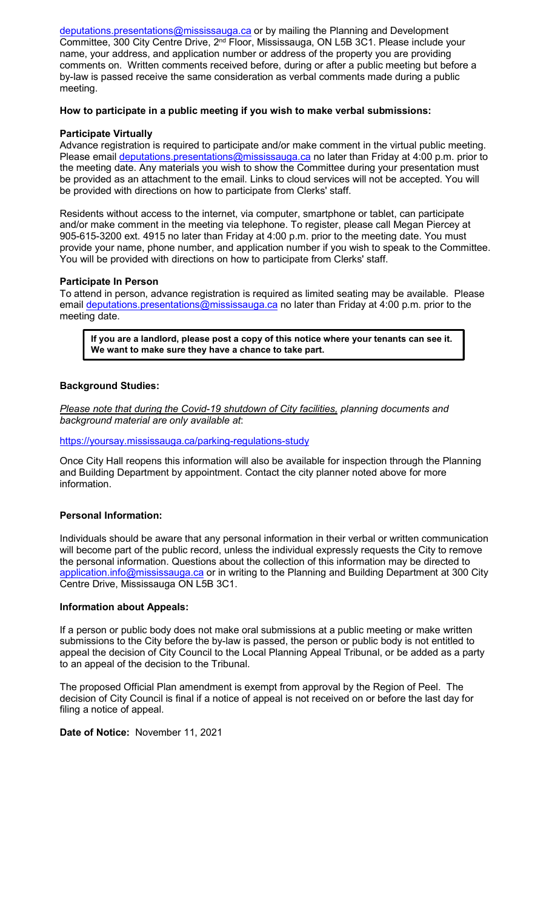deputations.presentations@mississauga.ca or by mailing the Planning and Development Committee, 300 City Centre Drive, 2nd Floor, Mississauga, ON L5B 3C1. Please include your name, your address, and application number or address of the property you are providing comments on. Written comments received before, during or after a public meeting but before a by-law is passed receive the same consideration as verbal comments made during a public meeting.

**How to participate in a public meeting if you wish to make verbal submissions:**

**Participate Virtually**

Advance registration is required to participate and/or make comment in the virtual public meeting. Please email deputations.presentations@mississauga.ca no later than Friday at 4:00 p.m. prior to the meeting date. Any materials you wish to show the Committee during your presentation must be provided as an attachment to the email. Links to cloud services will not be accepted. You will be provided with directions on how to participate from Clerks' staff.

Residents without access to the internet, via computer, smartphone or tablet, can participate and/or make comment in the meeting via telephone. To register, please call Megan Piercey at 905-615-3200 ext. 4915 no later than Friday at 4:00 p.m. prior to the meeting date. You must provide your name, phone number, and application number if you wish to speak to the Committee. You will be provided with directions on how to participate from Clerks' staff.

**Participate In Person**

To attend in person, advance registration is required as limited seating may be available. Please email deputations.presentations@mississauga.ca no later than Friday at 4:00 p.m. prior to the meeting date.

**If you are a landlord, please post a copy of this notice where your tenants can see it. We want to make sure they have a chance to take part.**

**Background Studies:**

*Please note that during the Covid-19 shutdown of City facilities, planning documents and background material are only available at*:

https://yoursay.mississauga.ca/parking-regulations-study

Once City Hall reopens this information will also be available for inspection through the Planning and Building Department by appointment. Contact the city planner noted above for more information.

**Personal Information:**

Individuals should be aware that any personal information in their verbal or written communication will become part of the public record, unless the individual expressly requests the City to remove the personal information. Questions about the collection of this information may be directed to application.info@mississauga.ca or in writing to the Planning and Building Department at 300 City Centre Drive, Mississauga ON L5B 3C1.

**Information about Appeals:**

If a person or public body does not make oral submissions at a public meeting or make written submissions to the City before the by-law is passed, the person or public body is not entitled to appeal the decision of City Council to the Local Planning Appeal Tribunal, or be added as a party to an appeal of the decision to the Tribunal.

The proposed Official Plan amendment is exempt from approval by the Region of Peel. The decision of City Council is final if a notice of appeal is not received on or before the last day for filing a notice of appeal.

**Date of Notice:** November 11, 2021